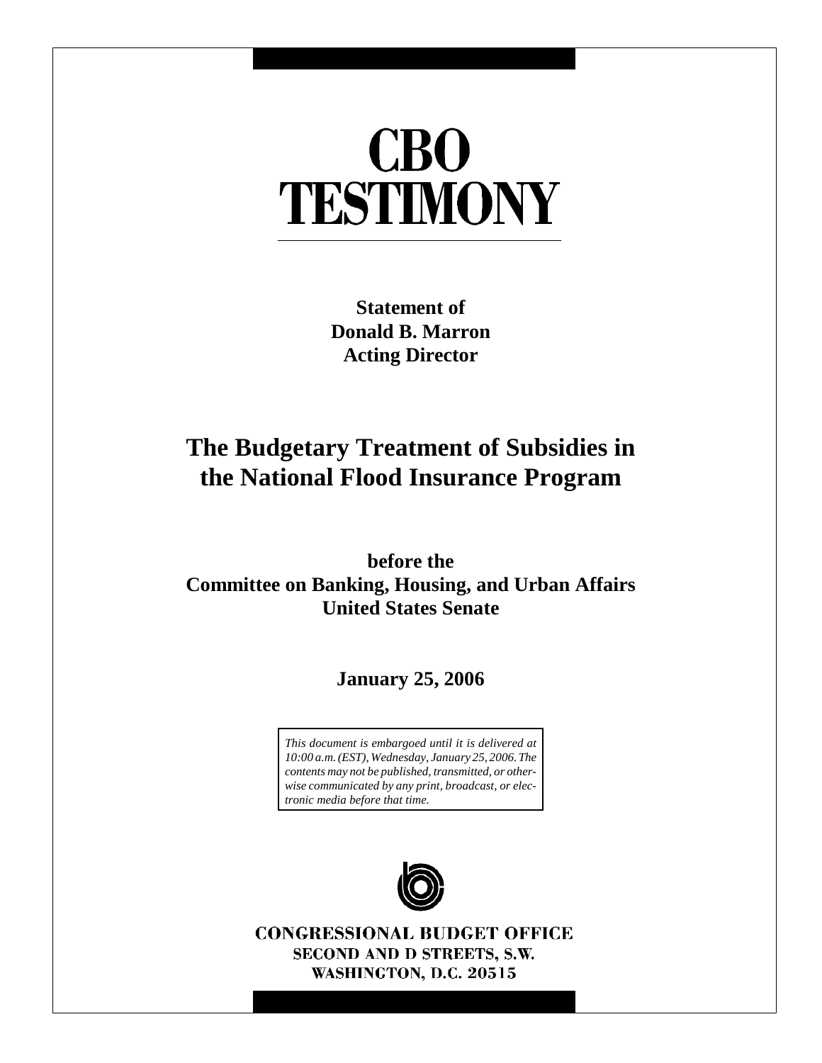# CBO TESTIMONY

**Statement of**
**Donald B. Marron**
**Acting Director**

## The Budgetary Treatment of Subsidies in the National Flood Insurance Program

**before the**
**Committee on Banking, Housing, and Urban Affairs**
**United States Senate**

**January 25, 2006**

*This document is embargoed until it is delivered at 10:00 a.m. (EST), Wednesday, January 25, 2006. The contents may not be published, transmitted, or otherwise communicated by any print, broadcast, or electronic media before that time.*

CONGRESSIONAL BUDGET OFFICE
SECOND AND D STREETS, S.W.
WASHINGTON, D.C. 20515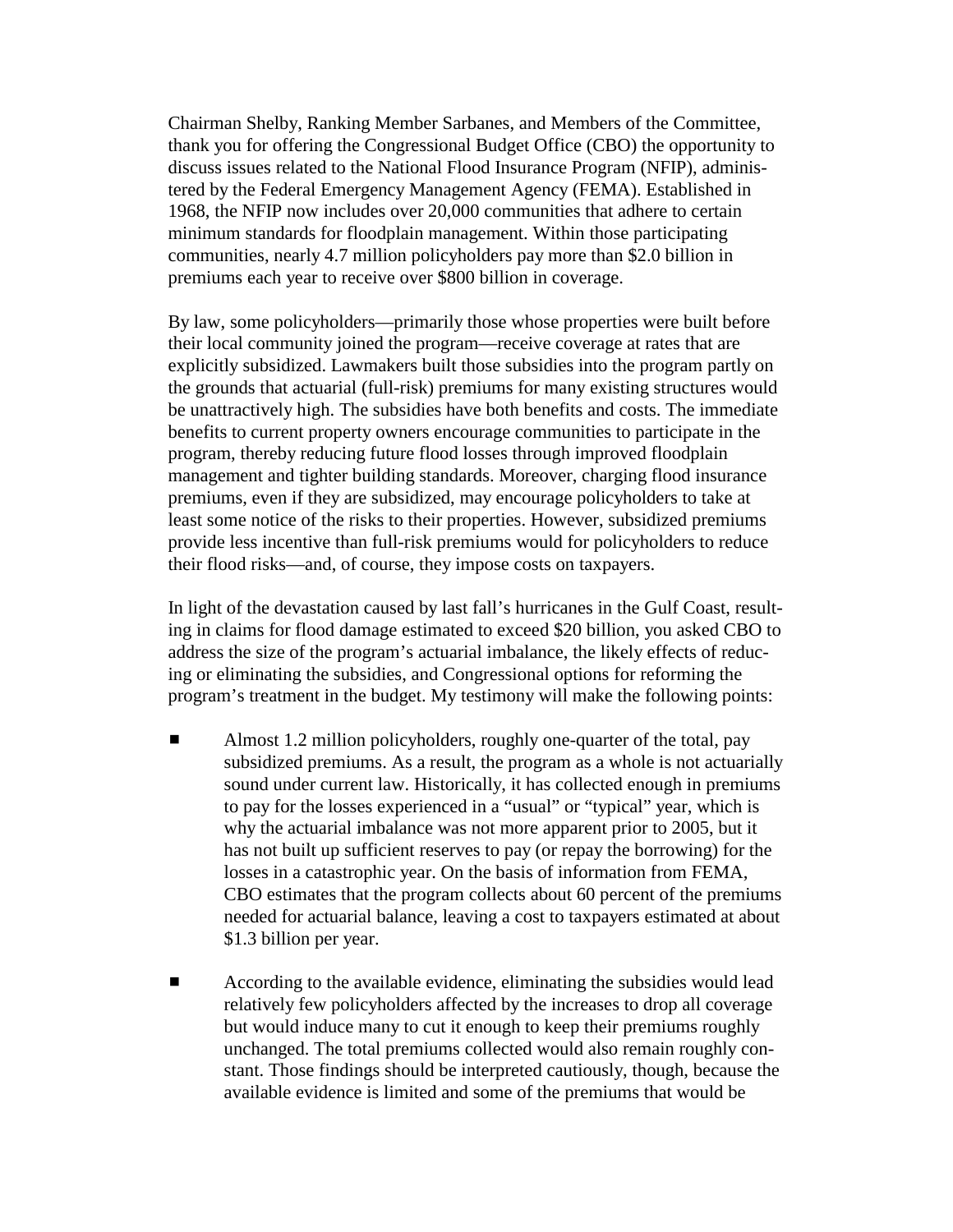Chairman Shelby, Ranking Member Sarbanes, and Members of the Committee, thank you for offering the Congressional Budget Office (CBO) the opportunity to discuss issues related to the National Flood Insurance Program (NFIP), administered by the Federal Emergency Management Agency (FEMA). Established in 1968, the NFIP now includes over 20,000 communities that adhere to certain minimum standards for floodplain management. Within those participating communities, nearly 4.7 million policyholders pay more than \$2.0 billion in premiums each year to receive over \$800 billion in coverage.

By law, some policyholders—primarily those whose properties were built before their local community joined the program—receive coverage at rates that are explicitly subsidized. Lawmakers built those subsidies into the program partly on the grounds that actuarial (full-risk) premiums for many existing structures would be unattractively high. The subsidies have both benefits and costs. The immediate benefits to current property owners encourage communities to participate in the program, thereby reducing future flood losses through improved floodplain management and tighter building standards. Moreover, charging flood insurance premiums, even if they are subsidized, may encourage policyholders to take at least some notice of the risks to their properties. However, subsidized premiums provide less incentive than full-risk premiums would for policyholders to reduce their flood risks—and, of course, they impose costs on taxpayers.

In light of the devastation caused by last fall's hurricanes in the Gulf Coast, resulting in claims for flood damage estimated to exceed \$20 billion, you asked CBO to address the size of the program's actuarial imbalance, the likely effects of reducing or eliminating the subsidies, and Congressional options for reforming the program's treatment in the budget. My testimony will make the following points:

- Almost 1.2 million policyholders, roughly one-quarter of the total, pay subsidized premiums. As a result, the program as a whole is not actuarially sound under current law. Historically, it has collected enough in premiums to pay for the losses experienced in a "usual" or "typical" year, which is why the actuarial imbalance was not more apparent prior to 2005, but it has not built up sufficient reserves to pay (or repay the borrowing) for the losses in a catastrophic year. On the basis of information from FEMA, CBO estimates that the program collects about 60 percent of the premiums needed for actuarial balance, leaving a cost to taxpayers estimated at about \$1.3 billion per year.

- According to the available evidence, eliminating the subsidies would lead relatively few policyholders affected by the increases to drop all coverage but would induce many to cut it enough to keep their premiums roughly unchanged. The total premiums collected would also remain roughly constant. Those findings should be interpreted cautiously, though, because the available evidence is limited and some of the premiums that would be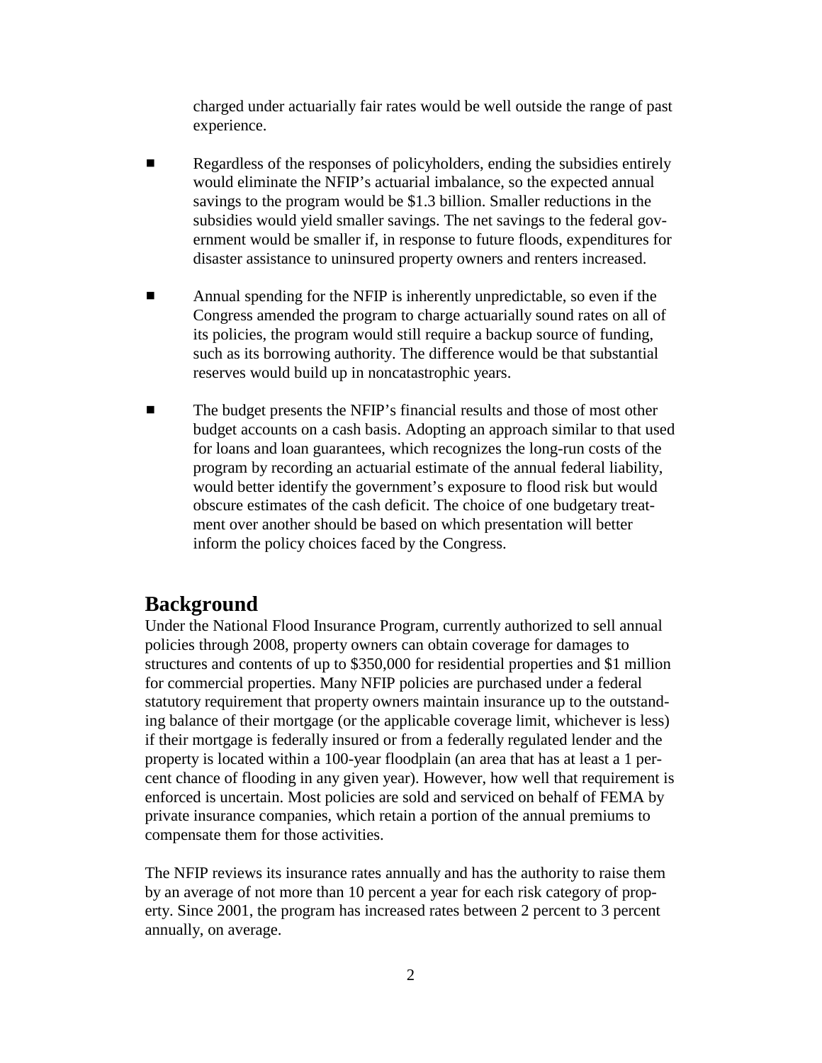charged under actuarially fair rates would be well outside the range of past experience.

- Regardless of the responses of policyholders, ending the subsidies entirely would eliminate the NFIP's actuarial imbalance, so the expected annual savings to the program would be $1.3 billion. Smaller reductions in the subsidies would yield smaller savings. The net savings to the federal government would be smaller if, in response to future floods, expenditures for disaster assistance to uninsured property owners and renters increased.

- Annual spending for the NFIP is inherently unpredictable, so even if the Congress amended the program to charge actuarially sound rates on all of its policies, the program would still require a backup source of funding, such as its borrowing authority. The difference would be that substantial reserves would build up in noncatastrophic years.

- The budget presents the NFIP's financial results and those of most other budget accounts on a cash basis. Adopting an approach similar to that used for loans and loan guarantees, which recognizes the long-run costs of the program by recording an actuarial estimate of the annual federal liability, would better identify the government's exposure to flood risk but would obscure estimates of the cash deficit. The choice of one budgetary treatment over another should be based on which presentation will better inform the policy choices faced by the Congress.

## Background

Under the National Flood Insurance Program, currently authorized to sell annual policies through 2008, property owners can obtain coverage for damages to structures and contents of up to $350,000 for residential properties and $1 million for commercial properties. Many NFIP policies are purchased under a federal statutory requirement that property owners maintain insurance up to the outstanding balance of their mortgage (or the applicable coverage limit, whichever is less) if their mortgage is federally insured or from a federally regulated lender and the property is located within a 100-year floodplain (an area that has at least a 1 percent chance of flooding in any given year). However, how well that requirement is enforced is uncertain. Most policies are sold and serviced on behalf of FEMA by private insurance companies, which retain a portion of the annual premiums to compensate them for those activities.

The NFIP reviews its insurance rates annually and has the authority to raise them by an average of not more than 10 percent a year for each risk category of property. Since 2001, the program has increased rates between 2 percent to 3 percent annually, on average.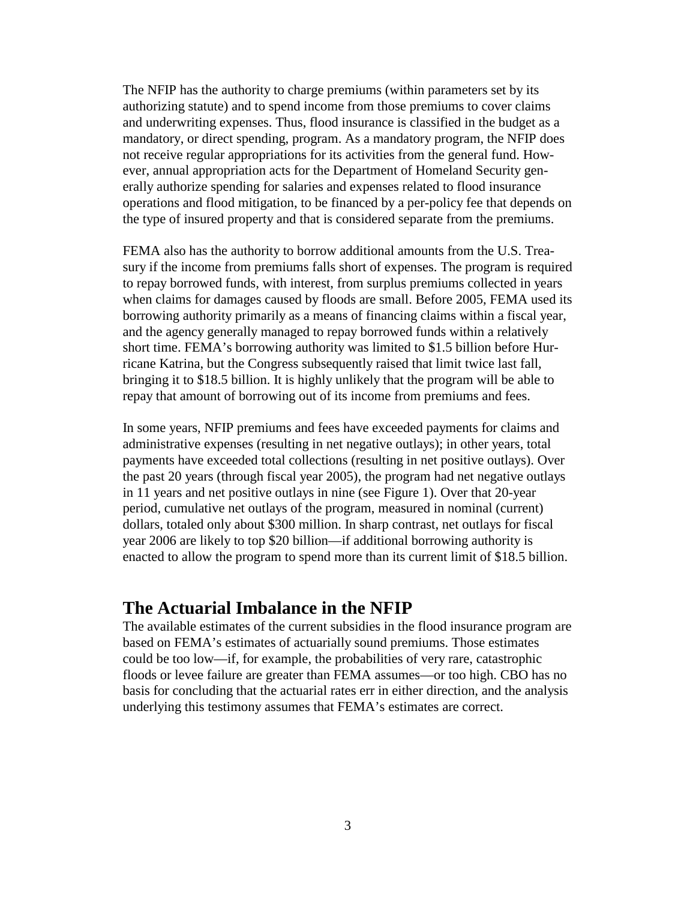The NFIP has the authority to charge premiums (within parameters set by its authorizing statute) and to spend income from those premiums to cover claims and underwriting expenses. Thus, flood insurance is classified in the budget as a mandatory, or direct spending, program. As a mandatory program, the NFIP does not receive regular appropriations for its activities from the general fund. However, annual appropriation acts for the Department of Homeland Security generally authorize spending for salaries and expenses related to flood insurance operations and flood mitigation, to be financed by a per-policy fee that depends on the type of insured property and that is considered separate from the premiums.

FEMA also has the authority to borrow additional amounts from the U.S. Treasury if the income from premiums falls short of expenses. The program is required to repay borrowed funds, with interest, from surplus premiums collected in years when claims for damages caused by floods are small. Before 2005, FEMA used its borrowing authority primarily as a means of financing claims within a fiscal year, and the agency generally managed to repay borrowed funds within a relatively short time. FEMA's borrowing authority was limited to $1.5 billion before Hurricane Katrina, but the Congress subsequently raised that limit twice last fall, bringing it to $18.5 billion. It is highly unlikely that the program will be able to repay that amount of borrowing out of its income from premiums and fees.

In some years, NFIP premiums and fees have exceeded payments for claims and administrative expenses (resulting in net negative outlays); in other years, total payments have exceeded total collections (resulting in net positive outlays). Over the past 20 years (through fiscal year 2005), the program had net negative outlays in 11 years and net positive outlays in nine (see Figure 1). Over that 20-year period, cumulative net outlays of the program, measured in nominal (current) dollars, totaled only about $300 million. In sharp contrast, net outlays for fiscal year 2006 are likely to top $20 billion—if additional borrowing authority is enacted to allow the program to spend more than its current limit of $18.5 billion.

## The Actuarial Imbalance in the NFIP

The available estimates of the current subsidies in the flood insurance program are based on FEMA's estimates of actuarially sound premiums. Those estimates could be too low—if, for example, the probabilities of very rare, catastrophic floods or levee failure are greater than FEMA assumes—or too high. CBO has no basis for concluding that the actuarial rates err in either direction, and the analysis underlying this testimony assumes that FEMA's estimates are correct.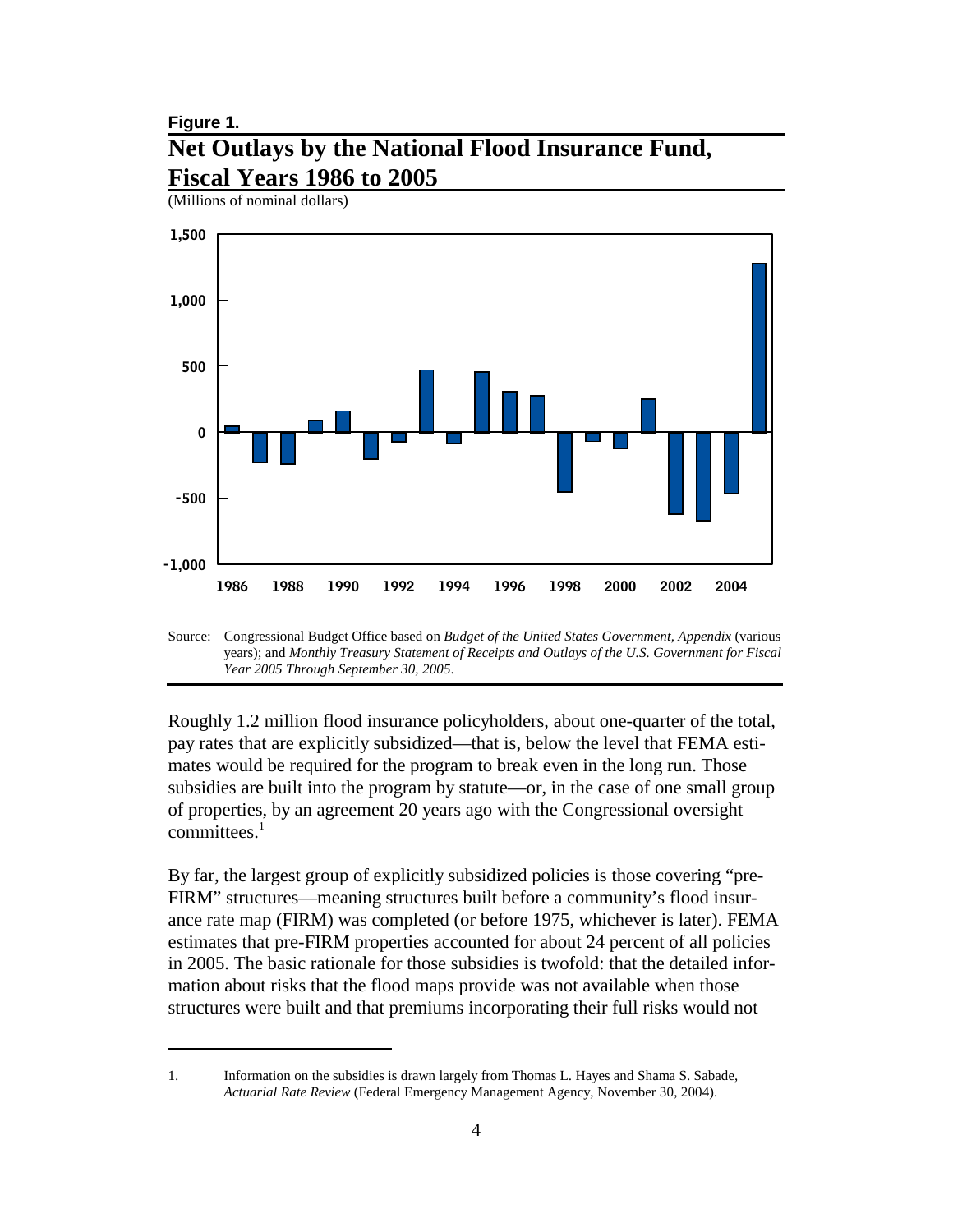**Figure 1.**

## Net Outlays by the National Flood Insurance Fund, Fiscal Years 1986 to 2005

(Millions of nominal dollars)

Source: Congressional Budget Office based on *Budget of the United States Government, Appendix* (various years); and *Monthly Treasury Statement of Receipts and Outlays of the U.S. Government for Fiscal Year 2005 Through September 30, 2005*.

Roughly 1.2 million flood insurance policyholders, about one-quarter of the total, pay rates that are explicitly subsidized—that is, below the level that FEMA estimates would be required for the program to break even in the long run. Those subsidies are built into the program by statute—or, in the case of one small group of properties, by an agreement 20 years ago with the Congressional oversight committees.[1]

By far, the largest group of explicitly subsidized policies is those covering "pre-FIRM" structures—meaning structures built before a community's flood insurance rate map (FIRM) was completed (or before 1975, whichever is later). FEMA estimates that pre-FIRM properties accounted for about 24 percent of all policies in 2005. The basic rationale for those subsidies is twofold: that the detailed information about risks that the flood maps provide was not available when those structures were built and that premiums incorporating their full risks would not

---

1. Information on the subsidies is drawn largely from Thomas L. Hayes and Shama S. Sabade, *Actuarial Rate Review* (Federal Emergency Management Agency, November 30, 2004).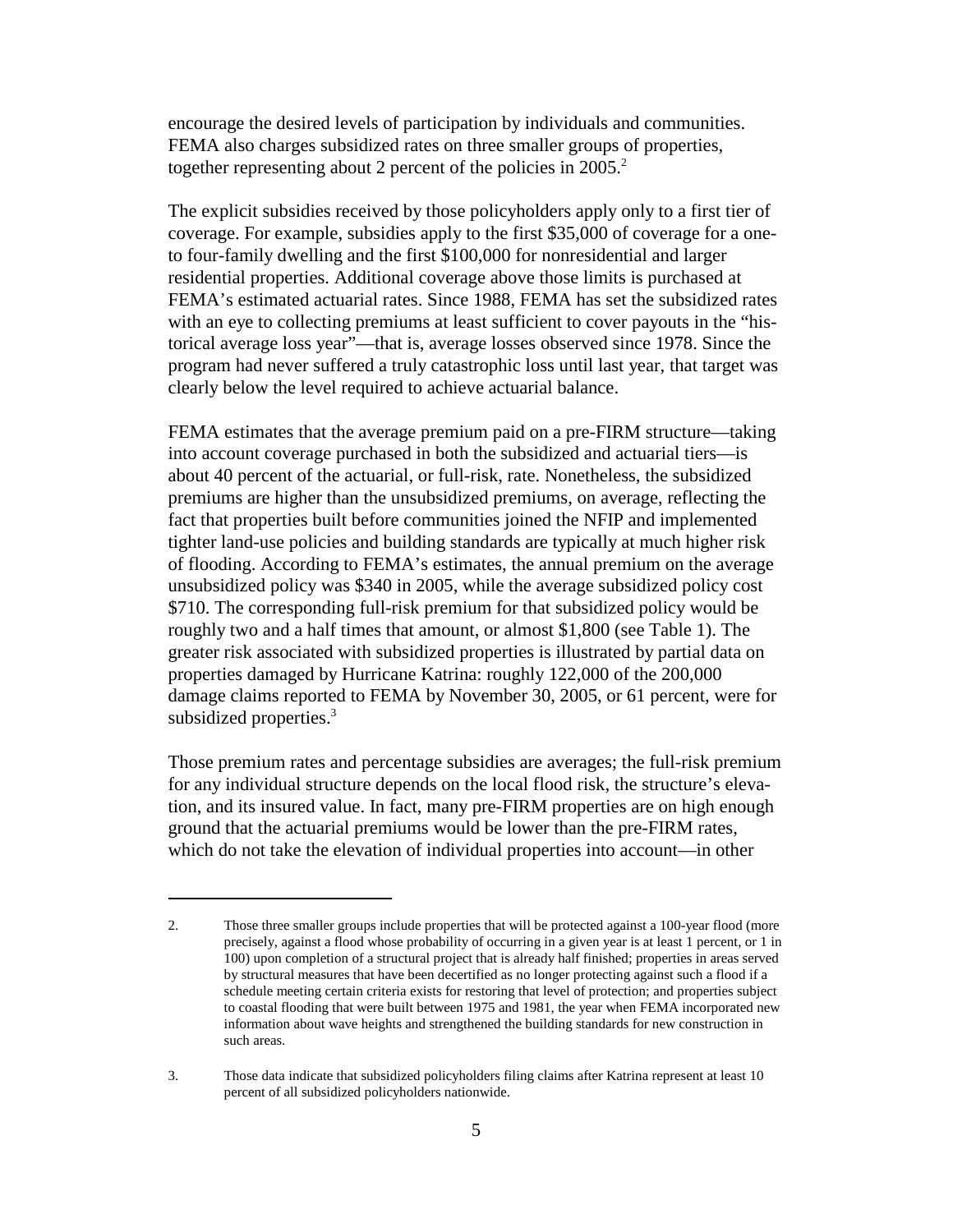encourage the desired levels of participation by individuals and communities. FEMA also charges subsidized rates on three smaller groups of properties, together representing about 2 percent of the policies in 2005.[2]

The explicit subsidies received by those policyholders apply only to a first tier of coverage. For example, subsidies apply to the first $35,000 of coverage for a one- to four-family dwelling and the first $100,000 for nonresidential and larger residential properties. Additional coverage above those limits is purchased at FEMA's estimated actuarial rates. Since 1988, FEMA has set the subsidized rates with an eye to collecting premiums at least sufficient to cover payouts in the "historical average loss year"—that is, average losses observed since 1978. Since the program had never suffered a truly catastrophic loss until last year, that target was clearly below the level required to achieve actuarial balance.

FEMA estimates that the average premium paid on a pre-FIRM structure—taking into account coverage purchased in both the subsidized and actuarial tiers—is about 40 percent of the actuarial, or full-risk, rate. Nonetheless, the subsidized premiums are higher than the unsubsidized premiums, on average, reflecting the fact that properties built before communities joined the NFIP and implemented tighter land-use policies and building standards are typically at much higher risk of flooding. According to FEMA's estimates, the annual premium on the average unsubsidized policy was $340 in 2005, while the average subsidized policy cost $710. The corresponding full-risk premium for that subsidized policy would be roughly two and a half times that amount, or almost $1,800 (see Table 1). The greater risk associated with subsidized properties is illustrated by partial data on properties damaged by Hurricane Katrina: roughly 122,000 of the 200,000 damage claims reported to FEMA by November 30, 2005, or 61 percent, were for subsidized properties.[3]

Those premium rates and percentage subsidies are averages; the full-risk premium for any individual structure depends on the local flood risk, the structure's elevation, and its insured value. In fact, many pre-FIRM properties are on high enough ground that the actuarial premiums would be lower than the pre-FIRM rates, which do not take the elevation of individual properties into account—in other

---

2. Those three smaller groups include properties that will be protected against a 100-year flood (more precisely, against a flood whose probability of occurring in a given year is at least 1 percent, or 1 in 100) upon completion of a structural project that is already half finished; properties in areas served by structural measures that have been decertified as no longer protecting against such a flood if a schedule meeting certain criteria exists for restoring that level of protection; and properties subject to coastal flooding that were built between 1975 and 1981, the year when FEMA incorporated new information about wave heights and strengthened the building standards for new construction in such areas.

3. Those data indicate that subsidized policyholders filing claims after Katrina represent at least 10 percent of all subsidized policyholders nationwide.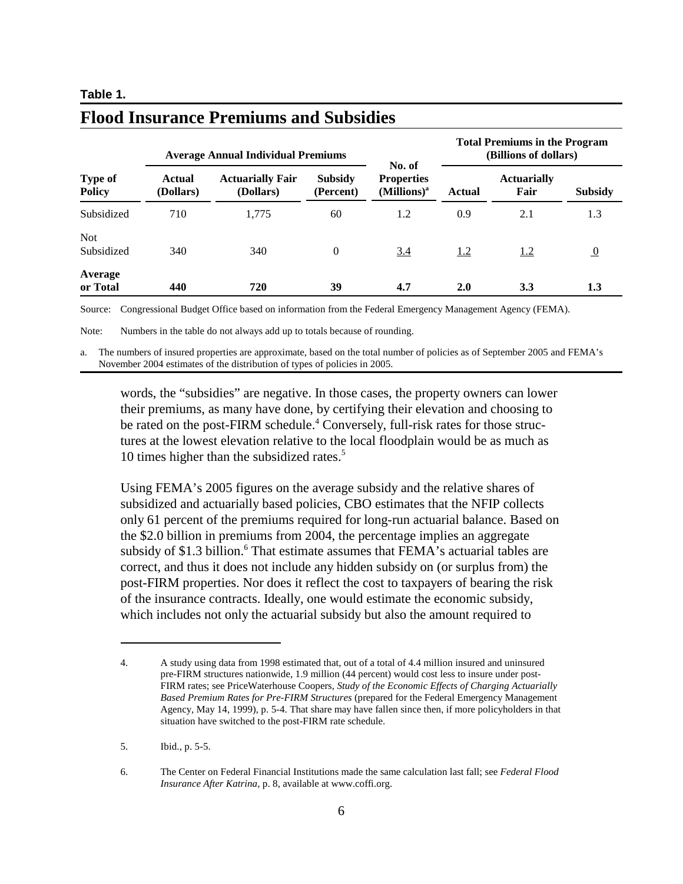**Table 1.**

## Flood Insurance Premiums and Subsidies

| Type of Policy | Average Annual Individual Premiums | | | No. of Properties (Millions)[a] | Total Premiums in the Program (Billions of dollars) | | |
|---|---|---|---|---|---|---|---|
| | Actual (Dollars) | Actuarially Fair (Dollars) | Subsidy (Percent) | | Actual | Actuarially Fair | Subsidy |
| Subsidized | 710 | 1,775 | 60 | 1.2 | 0.9 | 2.1 | 1.3 |
| Not Subsidized | 340 | 340 | 0 | 3.4 | 1.2 | 1.2 | 0 |
| **Average or Total** | **440** | **720** | **39** | **4.7** | **2.0** | **3.3** | **1.3** |

Source: Congressional Budget Office based on information from the Federal Emergency Management Agency (FEMA).

Note: Numbers in the table do not always add up to totals because of rounding.

a. The numbers of insured properties are approximate, based on the total number of policies as of September 2005 and FEMA's November 2004 estimates of the distribution of types of policies in 2005.

words, the "subsidies" are negative. In those cases, the property owners can lower their premiums, as many have done, by certifying their elevation and choosing to be rated on the post-FIRM schedule.[4] Conversely, full-risk rates for those structures at the lowest elevation relative to the local floodplain would be as much as 10 times higher than the subsidized rates.[5]

Using FEMA's 2005 figures on the average subsidy and the relative shares of subsidized and actuarially based policies, CBO estimates that the NFIP collects only 61 percent of the premiums required for long-run actuarial balance. Based on the $2.0 billion in premiums from 2004, the percentage implies an aggregate subsidy of $1.3 billion.[6] That estimate assumes that FEMA's actuarial tables are correct, and thus it does not include any hidden subsidy on (or surplus from) the post-FIRM properties. Nor does it reflect the cost to taxpayers of bearing the risk of the insurance contracts. Ideally, one would estimate the economic subsidy, which includes not only the actuarial subsidy but also the amount required to

---

4. A study using data from 1998 estimated that, out of a total of 4.4 million insured and uninsured pre-FIRM structures nationwide, 1.9 million (44 percent) would cost less to insure under post-FIRM rates; see PriceWaterhouse Coopers, *Study of the Economic Effects of Charging Actuarially Based Premium Rates for Pre-FIRM Structures* (prepared for the Federal Emergency Management Agency, May 14, 1999), p. 5-4. That share may have fallen since then, if more policyholders in that situation have switched to the post-FIRM rate schedule.

5. Ibid., p. 5-5.

6. The Center on Federal Financial Institutions made the same calculation last fall; see *Federal Flood Insurance After Katrina*, p. 8, available at www.coffi.org.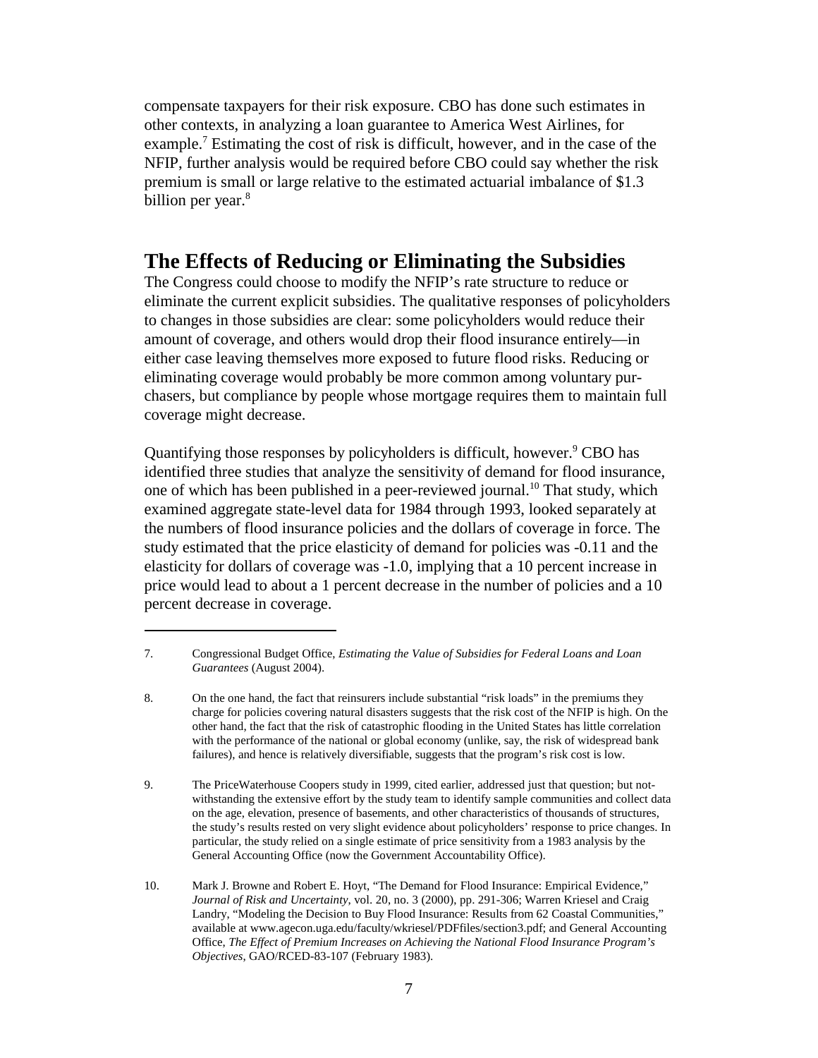compensate taxpayers for their risk exposure. CBO has done such estimates in other contexts, in analyzing a loan guarantee to America West Airlines, for example.[7] Estimating the cost of risk is difficult, however, and in the case of the NFIP, further analysis would be required before CBO could say whether the risk premium is small or large relative to the estimated actuarial imbalance of $1.3 billion per year.[8]

## The Effects of Reducing or Eliminating the Subsidies

The Congress could choose to modify the NFIP's rate structure to reduce or eliminate the current explicit subsidies. The qualitative responses of policyholders to changes in those subsidies are clear: some policyholders would reduce their amount of coverage, and others would drop their flood insurance entirely—in either case leaving themselves more exposed to future flood risks. Reducing or eliminating coverage would probably be more common among voluntary purchasers, but compliance by people whose mortgage requires them to maintain full coverage might decrease.

Quantifying those responses by policyholders is difficult, however.[9] CBO has identified three studies that analyze the sensitivity of demand for flood insurance, one of which has been published in a peer-reviewed journal.[10] That study, which examined aggregate state-level data for 1984 through 1993, looked separately at the numbers of flood insurance policies and the dollars of coverage in force. The study estimated that the price elasticity of demand for policies was -0.11 and the elasticity for dollars of coverage was -1.0, implying that a 10 percent increase in price would lead to about a 1 percent decrease in the number of policies and a 10 percent decrease in coverage.

---

7. Congressional Budget Office, *Estimating the Value of Subsidies for Federal Loans and Loan Guarantees* (August 2004).

8. On the one hand, the fact that reinsurers include substantial "risk loads" in the premiums they charge for policies covering natural disasters suggests that the risk cost of the NFIP is high. On the other hand, the fact that the risk of catastrophic flooding in the United States has little correlation with the performance of the national or global economy (unlike, say, the risk of widespread bank failures), and hence is relatively diversifiable, suggests that the program's risk cost is low.

9. The PriceWaterhouse Coopers study in 1999, cited earlier, addressed just that question; but notwithstanding the extensive effort by the study team to identify sample communities and collect data on the age, elevation, presence of basements, and other characteristics of thousands of structures, the study's results rested on very slight evidence about policyholders' response to price changes. In particular, the study relied on a single estimate of price sensitivity from a 1983 analysis by the General Accounting Office (now the Government Accountability Office).

10. Mark J. Browne and Robert E. Hoyt, "The Demand for Flood Insurance: Empirical Evidence," *Journal of Risk and Uncertainty*, vol. 20, no. 3 (2000), pp. 291-306; Warren Kriesel and Craig Landry, "Modeling the Decision to Buy Flood Insurance: Results from 62 Coastal Communities," available at www.agecon.uga.edu/faculty/wkriesel/PDFfiles/section3.pdf; and General Accounting Office, *The Effect of Premium Increases on Achieving the National Flood Insurance Program's Objectives*, GAO/RCED-83-107 (February 1983).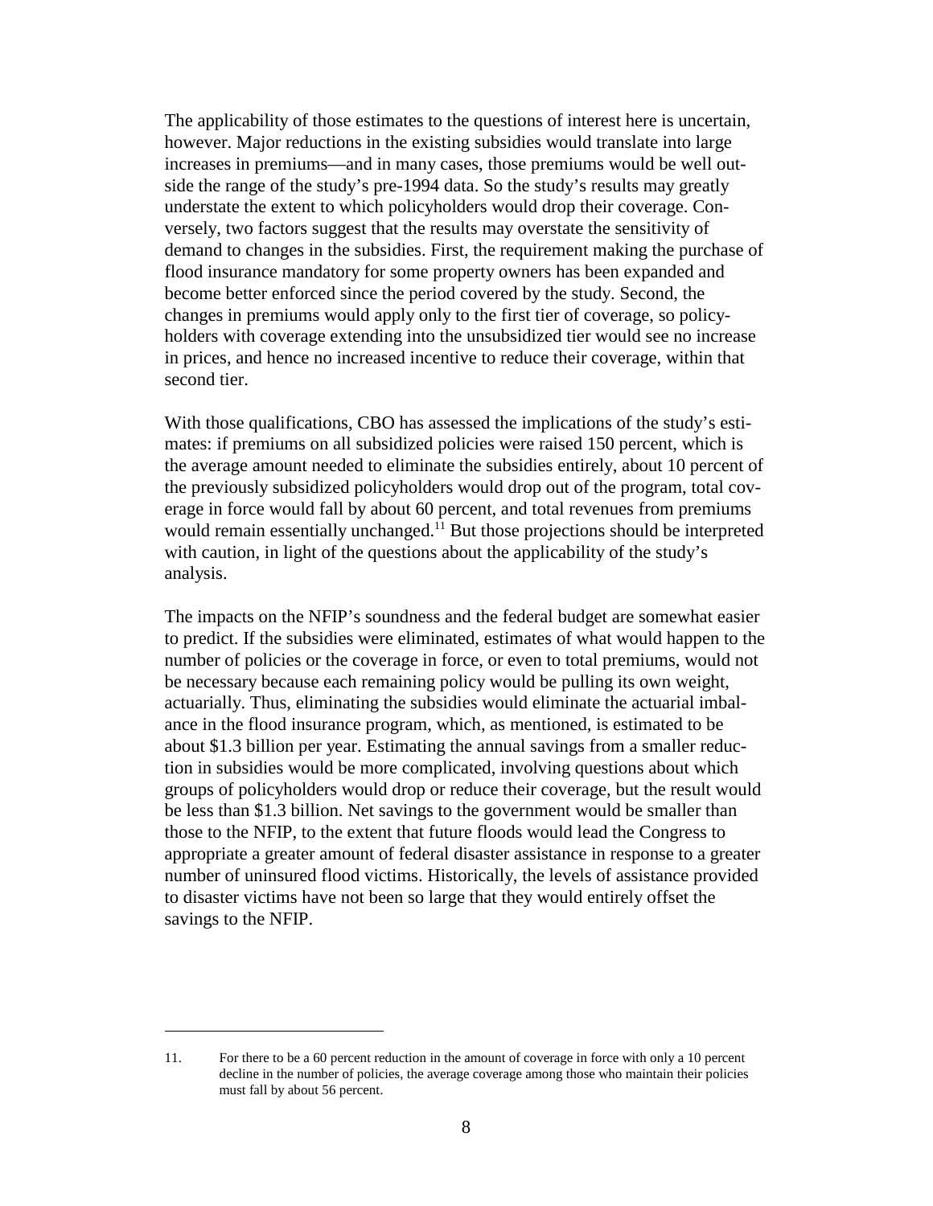The applicability of those estimates to the questions of interest here is uncertain, however. Major reductions in the existing subsidies would translate into large increases in premiums—and in many cases, those premiums would be well outside the range of the study's pre-1994 data. So the study's results may greatly understate the extent to which policyholders would drop their coverage. Conversely, two factors suggest that the results may overstate the sensitivity of demand to changes in the subsidies. First, the requirement making the purchase of flood insurance mandatory for some property owners has been expanded and become better enforced since the period covered by the study. Second, the changes in premiums would apply only to the first tier of coverage, so policyholders with coverage extending into the unsubsidized tier would see no increase in prices, and hence no increased incentive to reduce their coverage, within that second tier.

With those qualifications, CBO has assessed the implications of the study's estimates: if premiums on all subsidized policies were raised 150 percent, which is the average amount needed to eliminate the subsidies entirely, about 10 percent of the previously subsidized policyholders would drop out of the program, total coverage in force would fall by about 60 percent, and total revenues from premiums would remain essentially unchanged.[11] But those projections should be interpreted with caution, in light of the questions about the applicability of the study's analysis.

The impacts on the NFIP's soundness and the federal budget are somewhat easier to predict. If the subsidies were eliminated, estimates of what would happen to the number of policies or the coverage in force, or even to total premiums, would not be necessary because each remaining policy would be pulling its own weight, actuarially. Thus, eliminating the subsidies would eliminate the actuarial imbalance in the flood insurance program, which, as mentioned, is estimated to be about \$1.3 billion per year. Estimating the annual savings from a smaller reduction in subsidies would be more complicated, involving questions about which groups of policyholders would drop or reduce their coverage, but the result would be less than \$1.3 billion. Net savings to the government would be smaller than those to the NFIP, to the extent that future floods would lead the Congress to appropriate a greater amount of federal disaster assistance in response to a greater number of uninsured flood victims. Historically, the levels of assistance provided to disaster victims have not been so large that they would entirely offset the savings to the NFIP.

---

11. For there to be a 60 percent reduction in the amount of coverage in force with only a 10 percent decline in the number of policies, the average coverage among those who maintain their policies must fall by about 56 percent.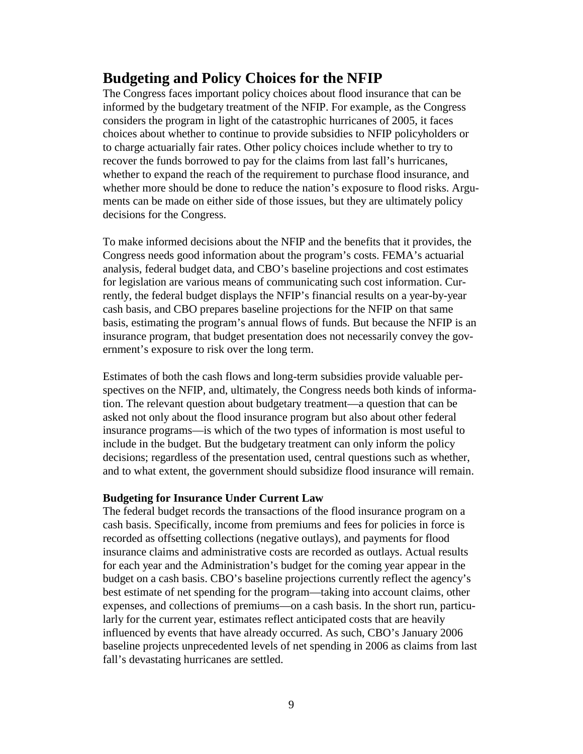## Budgeting and Policy Choices for the NFIP

The Congress faces important policy choices about flood insurance that can be informed by the budgetary treatment of the NFIP. For example, as the Congress considers the program in light of the catastrophic hurricanes of 2005, it faces choices about whether to continue to provide subsidies to NFIP policyholders or to charge actuarially fair rates. Other policy choices include whether to try to recover the funds borrowed to pay for the claims from last fall's hurricanes, whether to expand the reach of the requirement to purchase flood insurance, and whether more should be done to reduce the nation's exposure to flood risks. Arguments can be made on either side of those issues, but they are ultimately policy decisions for the Congress.

To make informed decisions about the NFIP and the benefits that it provides, the Congress needs good information about the program's costs. FEMA's actuarial analysis, federal budget data, and CBO's baseline projections and cost estimates for legislation are various means of communicating such cost information. Currently, the federal budget displays the NFIP's financial results on a year-by-year cash basis, and CBO prepares baseline projections for the NFIP on that same basis, estimating the program's annual flows of funds. But because the NFIP is an insurance program, that budget presentation does not necessarily convey the government's exposure to risk over the long term.

Estimates of both the cash flows and long-term subsidies provide valuable perspectives on the NFIP, and, ultimately, the Congress needs both kinds of information. The relevant question about budgetary treatment—a question that can be asked not only about the flood insurance program but also about other federal insurance programs—is which of the two types of information is most useful to include in the budget. But the budgetary treatment can only inform the policy decisions; regardless of the presentation used, central questions such as whether, and to what extent, the government should subsidize flood insurance will remain.

### Budgeting for Insurance Under Current Law

The federal budget records the transactions of the flood insurance program on a cash basis. Specifically, income from premiums and fees for policies in force is recorded as offsetting collections (negative outlays), and payments for flood insurance claims and administrative costs are recorded as outlays. Actual results for each year and the Administration's budget for the coming year appear in the budget on a cash basis. CBO's baseline projections currently reflect the agency's best estimate of net spending for the program—taking into account claims, other expenses, and collections of premiums—on a cash basis. In the short run, particularly for the current year, estimates reflect anticipated costs that are heavily influenced by events that have already occurred. As such, CBO's January 2006 baseline projects unprecedented levels of net spending in 2006 as claims from last fall's devastating hurricanes are settled.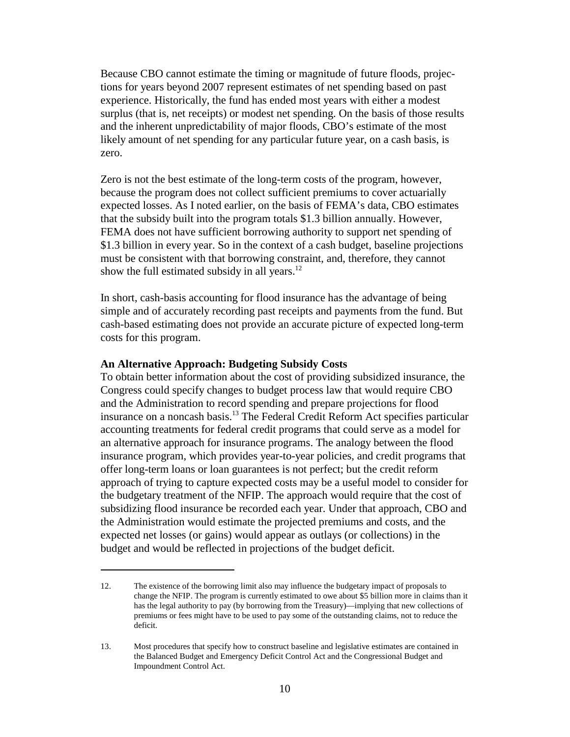Because CBO cannot estimate the timing or magnitude of future floods, projections for years beyond 2007 represent estimates of net spending based on past experience. Historically, the fund has ended most years with either a modest surplus (that is, net receipts) or modest net spending. On the basis of those results and the inherent unpredictability of major floods, CBO's estimate of the most likely amount of net spending for any particular future year, on a cash basis, is zero.

Zero is not the best estimate of the long-term costs of the program, however, because the program does not collect sufficient premiums to cover actuarially expected losses. As I noted earlier, on the basis of FEMA's data, CBO estimates that the subsidy built into the program totals $1.3 billion annually. However, FEMA does not have sufficient borrowing authority to support net spending of $1.3 billion in every year. So in the context of a cash budget, baseline projections must be consistent with that borrowing constraint, and, therefore, they cannot show the full estimated subsidy in all years.[12]

In short, cash-basis accounting for flood insurance has the advantage of being simple and of accurately recording past receipts and payments from the fund. But cash-based estimating does not provide an accurate picture of expected long-term costs for this program.

**An Alternative Approach: Budgeting Subsidy Costs**

To obtain better information about the cost of providing subsidized insurance, the Congress could specify changes to budget process law that would require CBO and the Administration to record spending and prepare projections for flood insurance on a noncash basis.[13] The Federal Credit Reform Act specifies particular accounting treatments for federal credit programs that could serve as a model for an alternative approach for insurance programs. The analogy between the flood insurance program, which provides year-to-year policies, and credit programs that offer long-term loans or loan guarantees is not perfect; but the credit reform approach of trying to capture expected costs may be a useful model to consider for the budgetary treatment of the NFIP. The approach would require that the cost of subsidizing flood insurance be recorded each year. Under that approach, CBO and the Administration would estimate the projected premiums and costs, and the expected net losses (or gains) would appear as outlays (or collections) in the budget and would be reflected in projections of the budget deficit.

---

12. The existence of the borrowing limit also may influence the budgetary impact of proposals to change the NFIP. The program is currently estimated to owe about $5 billion more in claims than it has the legal authority to pay (by borrowing from the Treasury)—implying that new collections of premiums or fees might have to be used to pay some of the outstanding claims, not to reduce the deficit.

13. Most procedures that specify how to construct baseline and legislative estimates are contained in the Balanced Budget and Emergency Deficit Control Act and the Congressional Budget and Impoundment Control Act.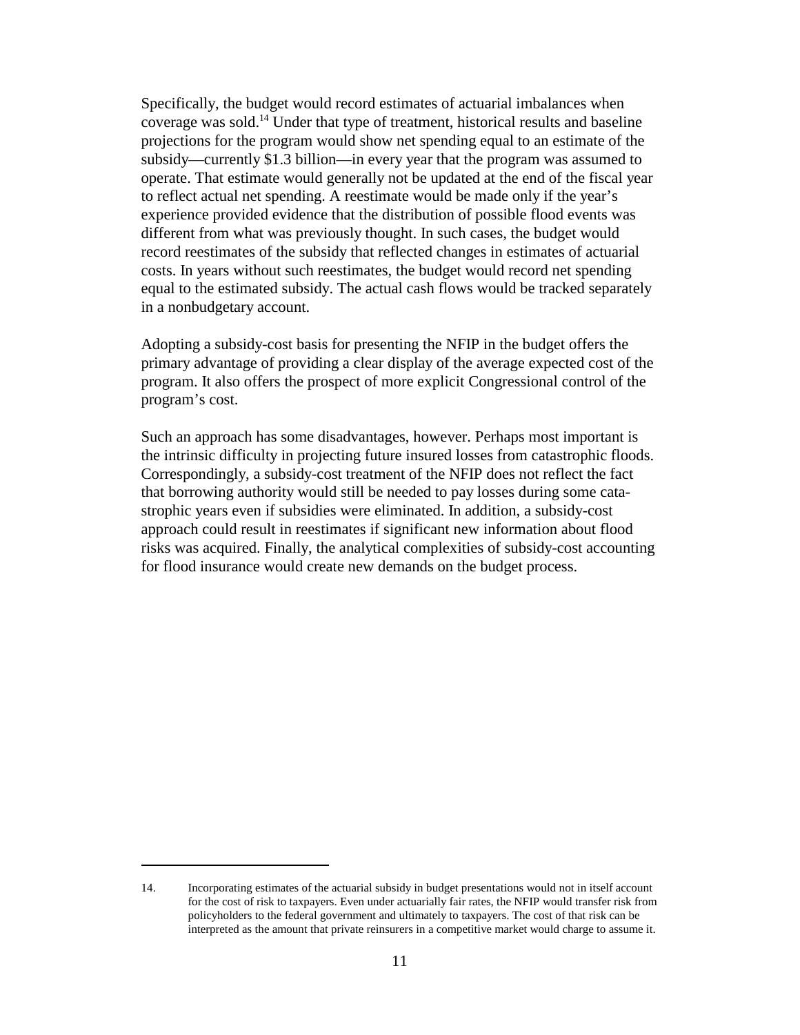Specifically, the budget would record estimates of actuarial imbalances when coverage was sold.[14] Under that type of treatment, historical results and baseline projections for the program would show net spending equal to an estimate of the subsidy—currently $1.3 billion—in every year that the program was assumed to operate. That estimate would generally not be updated at the end of the fiscal year to reflect actual net spending. A reestimate would be made only if the year's experience provided evidence that the distribution of possible flood events was different from what was previously thought. In such cases, the budget would record reestimates of the subsidy that reflected changes in estimates of actuarial costs. In years without such reestimates, the budget would record net spending equal to the estimated subsidy. The actual cash flows would be tracked separately in a nonbudgetary account.

Adopting a subsidy-cost basis for presenting the NFIP in the budget offers the primary advantage of providing a clear display of the average expected cost of the program. It also offers the prospect of more explicit Congressional control of the program's cost.

Such an approach has some disadvantages, however. Perhaps most important is the intrinsic difficulty in projecting future insured losses from catastrophic floods. Correspondingly, a subsidy-cost treatment of the NFIP does not reflect the fact that borrowing authority would still be needed to pay losses during some catastrophic years even if subsidies were eliminated. In addition, a subsidy-cost approach could result in reestimates if significant new information about flood risks was acquired. Finally, the analytical complexities of subsidy-cost accounting for flood insurance would create new demands on the budget process.

---

14. Incorporating estimates of the actuarial subsidy in budget presentations would not in itself account for the cost of risk to taxpayers. Even under actuarially fair rates, the NFIP would transfer risk from policyholders to the federal government and ultimately to taxpayers. The cost of that risk can be interpreted as the amount that private reinsurers in a competitive market would charge to assume it.